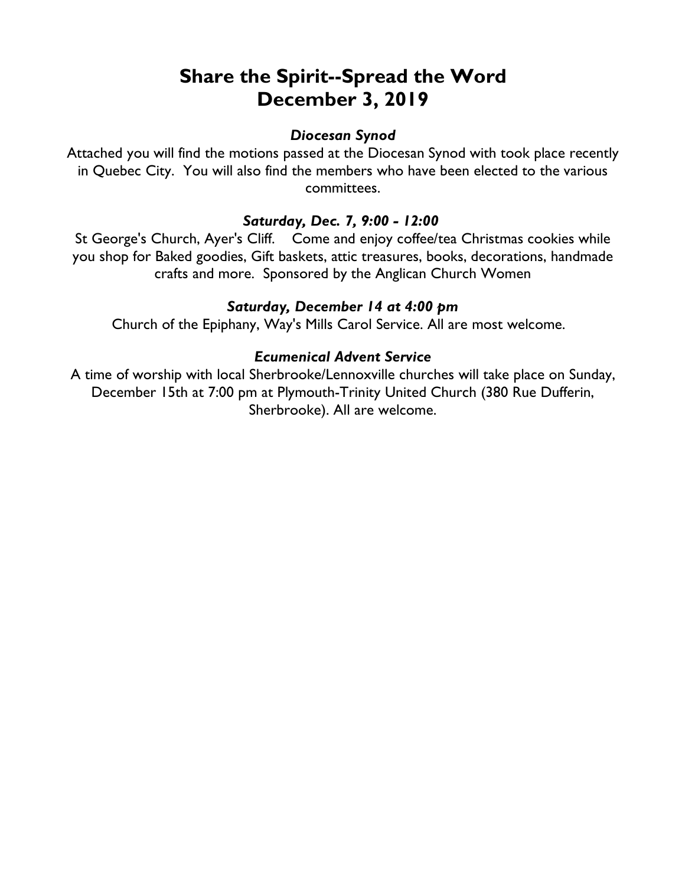# Share the Spirit--Spread the Word
# December 3, 2019

***Diocesan Synod***

Attached you will find the motions passed at the Diocesan Synod with took place recently in Quebec City. You will also find the members who have been elected to the various committees.

***Saturday, Dec. 7, 9:00 - 12:00***

St George's Church, Ayer's Cliff. Come and enjoy coffee/tea Christmas cookies while you shop for Baked goodies, Gift baskets, attic treasures, books, decorations, handmade crafts and more. Sponsored by the Anglican Church Women

***Saturday, December 14 at 4:00 pm***

Church of the Epiphany, Way's Mills Carol Service. All are most welcome.

***Ecumenical Advent Service***

A time of worship with local Sherbrooke/Lennoxville churches will take place on Sunday, December 15th at 7:00 pm at Plymouth-Trinity United Church (380 Rue Dufferin, Sherbrooke). All are welcome.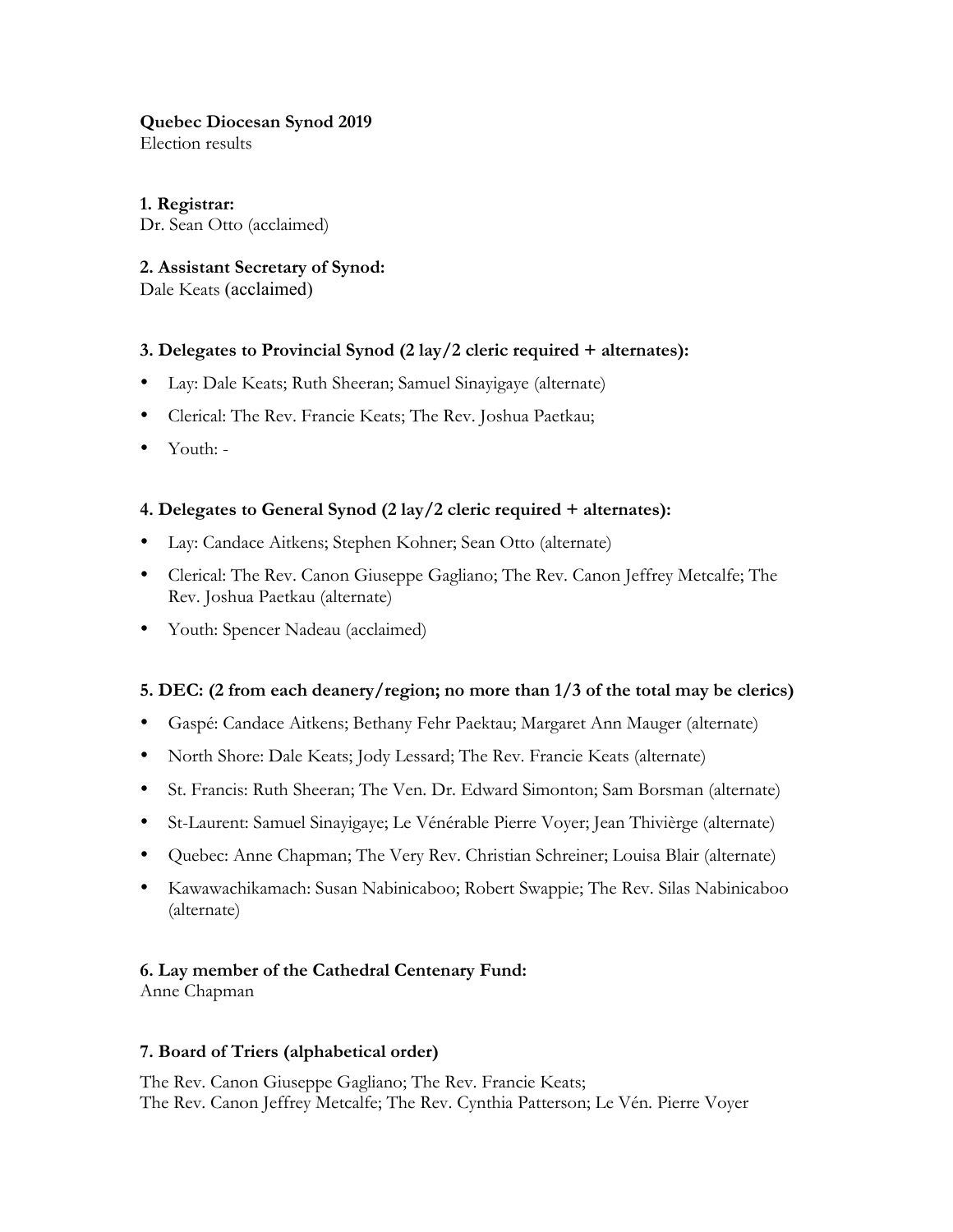**Quebec Diocesan Synod 2019**
Election results

**1. Registrar:**
Dr. Sean Otto (acclaimed)

**2. Assistant Secretary of Synod:**
Dale Keats (acclaimed)

**3. Delegates to Provincial Synod (2 lay/2 cleric required + alternates):**

- Lay: Dale Keats; Ruth Sheeran; Samuel Sinayigaye (alternate)
- Clerical: The Rev. Francie Keats; The Rev. Joshua Paetkau;
- Youth: -

**4. Delegates to General Synod (2 lay/2 cleric required + alternates):**

- Lay: Candace Aitkens; Stephen Kohner; Sean Otto (alternate)
- Clerical: The Rev. Canon Giuseppe Gagliano; The Rev. Canon Jeffrey Metcalfe; The Rev. Joshua Paetkau (alternate)
- Youth: Spencer Nadeau (acclaimed)

**5. DEC: (2 from each deanery/region; no more than 1/3 of the total may be clerics)**

- Gaspé: Candace Aitkens; Bethany Fehr Paektau; Margaret Ann Mauger (alternate)
- North Shore: Dale Keats; Jody Lessard; The Rev. Francie Keats (alternate)
- St. Francis: Ruth Sheeran; The Ven. Dr. Edward Simonton; Sam Borsman (alternate)
- St-Laurent: Samuel Sinayigaye; Le Vénérable Pierre Voyer; Jean Thivièrge (alternate)
- Quebec: Anne Chapman; The Very Rev. Christian Schreiner; Louisa Blair (alternate)
- Kawawachikamach: Susan Nabinicaboo; Robert Swappie; The Rev. Silas Nabinicaboo (alternate)

**6. Lay member of the Cathedral Centenary Fund:**
Anne Chapman

**7. Board of Triers (alphabetical order)**

The Rev. Canon Giuseppe Gagliano; The Rev. Francie Keats;
The Rev. Canon Jeffrey Metcalfe; The Rev. Cynthia Patterson; Le Vén. Pierre Voyer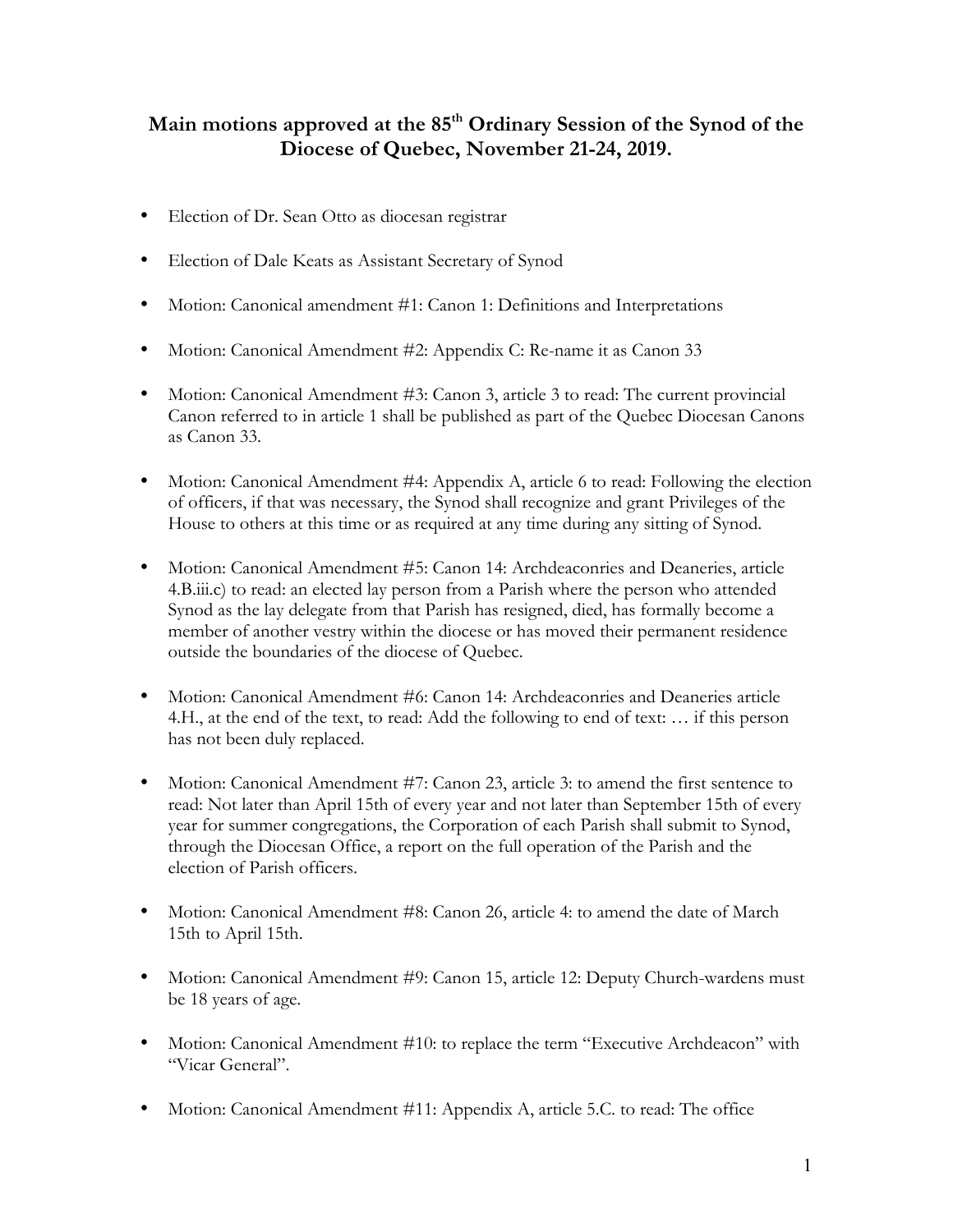## Main motions approved at the 85th Ordinary Session of the Synod of the Diocese of Quebec, November 21-24, 2019.

- Election of Dr. Sean Otto as diocesan registrar
- Election of Dale Keats as Assistant Secretary of Synod
- Motion: Canonical amendment #1: Canon 1: Definitions and Interpretations
- Motion: Canonical Amendment #2: Appendix C: Re-name it as Canon 33
- Motion: Canonical Amendment #3: Canon 3, article 3 to read: The current provincial Canon referred to in article 1 shall be published as part of the Quebec Diocesan Canons as Canon 33.
- Motion: Canonical Amendment #4: Appendix A, article 6 to read: Following the election of officers, if that was necessary, the Synod shall recognize and grant Privileges of the House to others at this time or as required at any time during any sitting of Synod.
- Motion: Canonical Amendment #5: Canon 14: Archdeaconries and Deaneries, article 4.B.iii.c) to read: an elected lay person from a Parish where the person who attended Synod as the lay delegate from that Parish has resigned, died, has formally become a member of another vestry within the diocese or has moved their permanent residence outside the boundaries of the diocese of Quebec.
- Motion: Canonical Amendment #6: Canon 14: Archdeaconries and Deaneries article 4.H., at the end of the text, to read: Add the following to end of text: … if this person has not been duly replaced.
- Motion: Canonical Amendment #7: Canon 23, article 3: to amend the first sentence to read: Not later than April 15th of every year and not later than September 15th of every year for summer congregations, the Corporation of each Parish shall submit to Synod, through the Diocesan Office, a report on the full operation of the Parish and the election of Parish officers.
- Motion: Canonical Amendment #8: Canon 26, article 4: to amend the date of March 15th to April 15th.
- Motion: Canonical Amendment #9: Canon 15, article 12: Deputy Church-wardens must be 18 years of age.
- Motion: Canonical Amendment #10: to replace the term "Executive Archdeacon" with "Vicar General".
- Motion: Canonical Amendment #11: Appendix A, article 5.C. to read: The office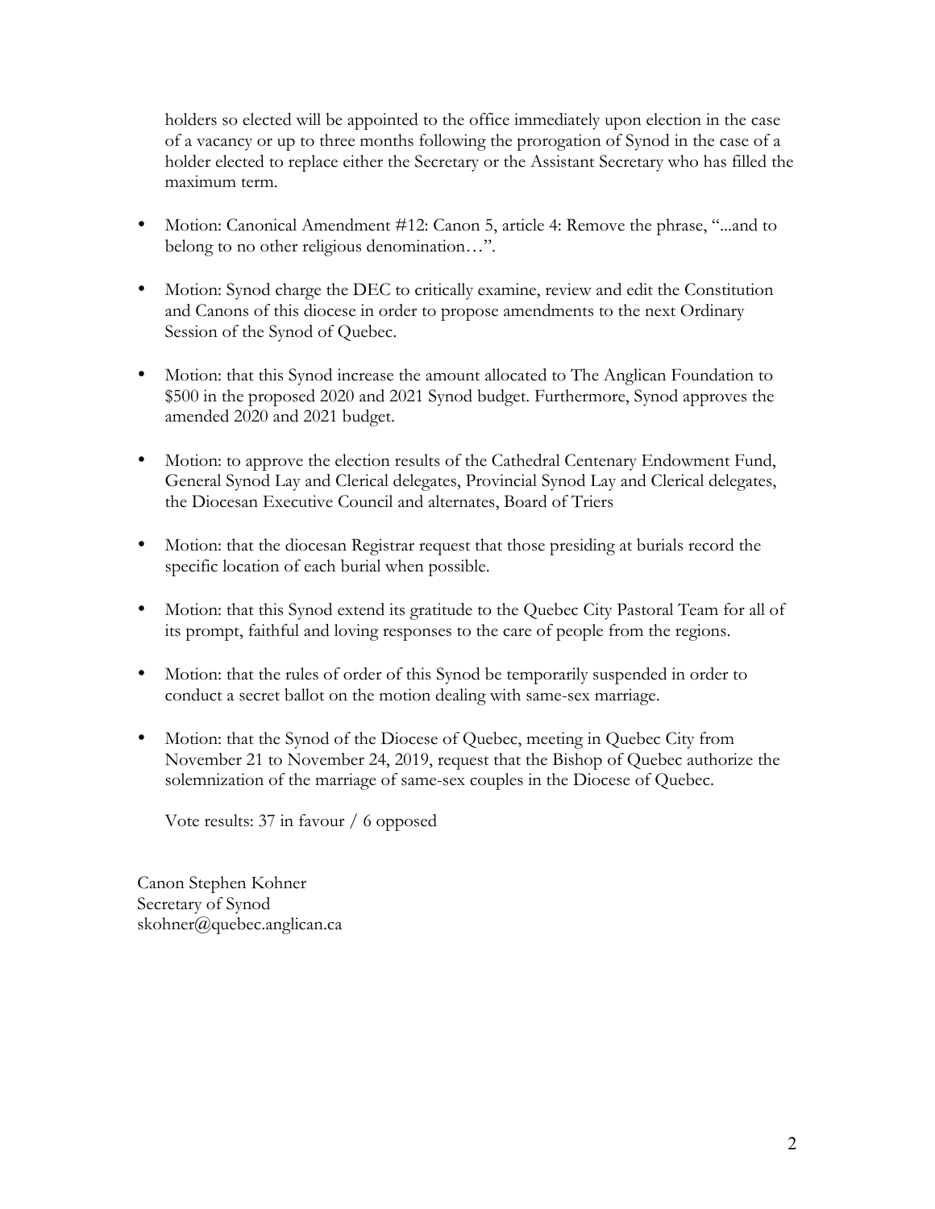holders so elected will be appointed to the office immediately upon election in the case of a vacancy or up to three months following the prorogation of Synod in the case of a holder elected to replace either the Secretary or the Assistant Secretary who has filled the maximum term.

- Motion: Canonical Amendment #12: Canon 5, article 4: Remove the phrase, "...and to belong to no other religious denomination…".

- Motion: Synod charge the DEC to critically examine, review and edit the Constitution and Canons of this diocese in order to propose amendments to the next Ordinary Session of the Synod of Quebec.

- Motion: that this Synod increase the amount allocated to The Anglican Foundation to $500 in the proposed 2020 and 2021 Synod budget. Furthermore, Synod approves the amended 2020 and 2021 budget.

- Motion: to approve the election results of the Cathedral Centenary Endowment Fund, General Synod Lay and Clerical delegates, Provincial Synod Lay and Clerical delegates, the Diocesan Executive Council and alternates, Board of Triers

- Motion: that the diocesan Registrar request that those presiding at burials record the specific location of each burial when possible.

- Motion: that this Synod extend its gratitude to the Quebec City Pastoral Team for all of its prompt, faithful and loving responses to the care of people from the regions.

- Motion: that the rules of order of this Synod be temporarily suspended in order to conduct a secret ballot on the motion dealing with same-sex marriage.

- Motion: that the Synod of the Diocese of Quebec, meeting in Quebec City from November 21 to November 24, 2019, request that the Bishop of Quebec authorize the solemnization of the marriage of same-sex couples in the Diocese of Quebec.

  Vote results: 37 in favour / 6 opposed

Canon Stephen Kohner
Secretary of Synod
skohner@quebec.anglican.ca